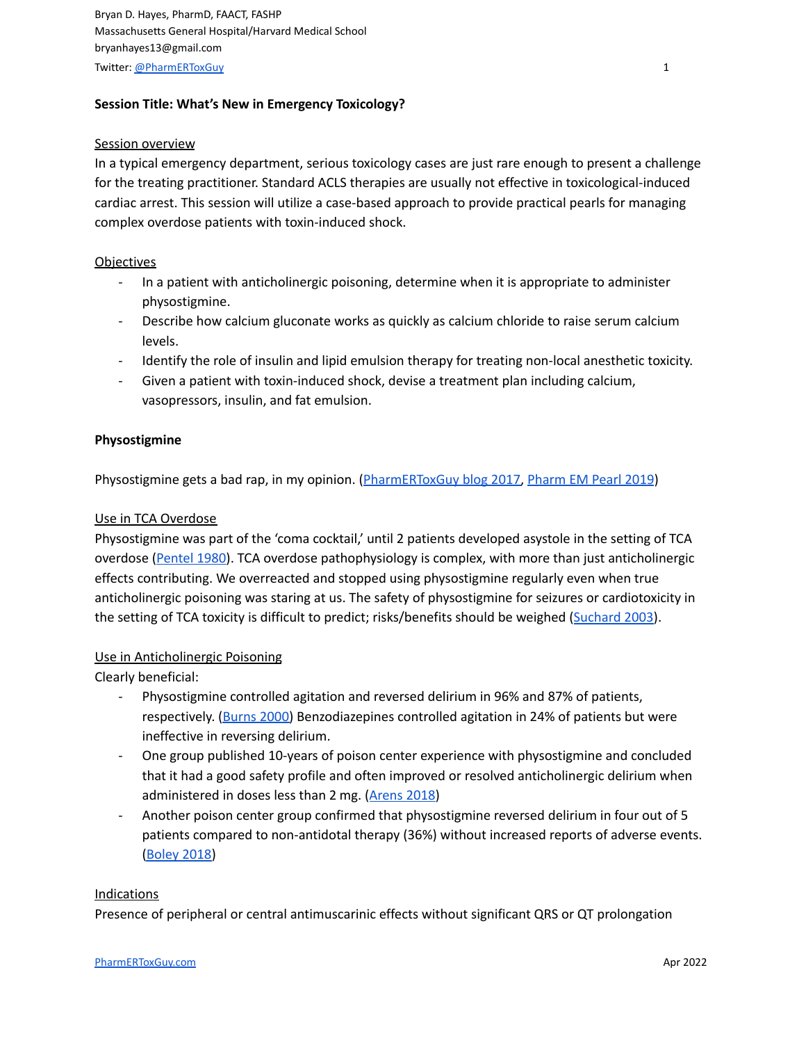Bryan D. Hayes, PharmD, FAACT, FASHP
Massachusetts General Hospital/Harvard Medical School
bryanhayes13@gmail.com
Twitter: @PharmERToxGuy

**Session Title: What's New in Emergency Toxicology?**

Session overview

In a typical emergency department, serious toxicology cases are just rare enough to present a challenge for the treating practitioner. Standard ACLS therapies are usually not effective in toxicological-induced cardiac arrest. This session will utilize a case-based approach to provide practical pearls for managing complex overdose patients with toxin-induced shock.

Objectives

- In a patient with anticholinergic poisoning, determine when it is appropriate to administer physostigmine.
- Describe how calcium gluconate works as quickly as calcium chloride to raise serum calcium levels.
- Identify the role of insulin and lipid emulsion therapy for treating non-local anesthetic toxicity.
- Given a patient with toxin-induced shock, devise a treatment plan including calcium, vasopressors, insulin, and fat emulsion.

**Physostigmine**

Physostigmine gets a bad rap, in my opinion. (PharmERToxGuy blog 2017, Pharm EM Pearl 2019)

Use in TCA Overdose

Physostigmine was part of the 'coma cocktail,' until 2 patients developed asystole in the setting of TCA overdose (Pentel 1980). TCA overdose pathophysiology is complex, with more than just anticholinergic effects contributing. We overreacted and stopped using physostigmine regularly even when true anticholinergic poisoning was staring at us. The safety of physostigmine for seizures or cardiotoxicity in the setting of TCA toxicity is difficult to predict; risks/benefits should be weighed (Suchard 2003).

Use in Anticholinergic Poisoning

Clearly beneficial:

- Physostigmine controlled agitation and reversed delirium in 96% and 87% of patients, respectively. (Burns 2000) Benzodiazepines controlled agitation in 24% of patients but were ineffective in reversing delirium.
- One group published 10-years of poison center experience with physostigmine and concluded that it had a good safety profile and often improved or resolved anticholinergic delirium when administered in doses less than 2 mg. (Arens 2018)
- Another poison center group confirmed that physostigmine reversed delirium in four out of 5 patients compared to non-antidotal therapy (36%) without increased reports of adverse events. (Boley 2018)

Indications

Presence of peripheral or central antimuscarinic effects without significant QRS or QT prolongation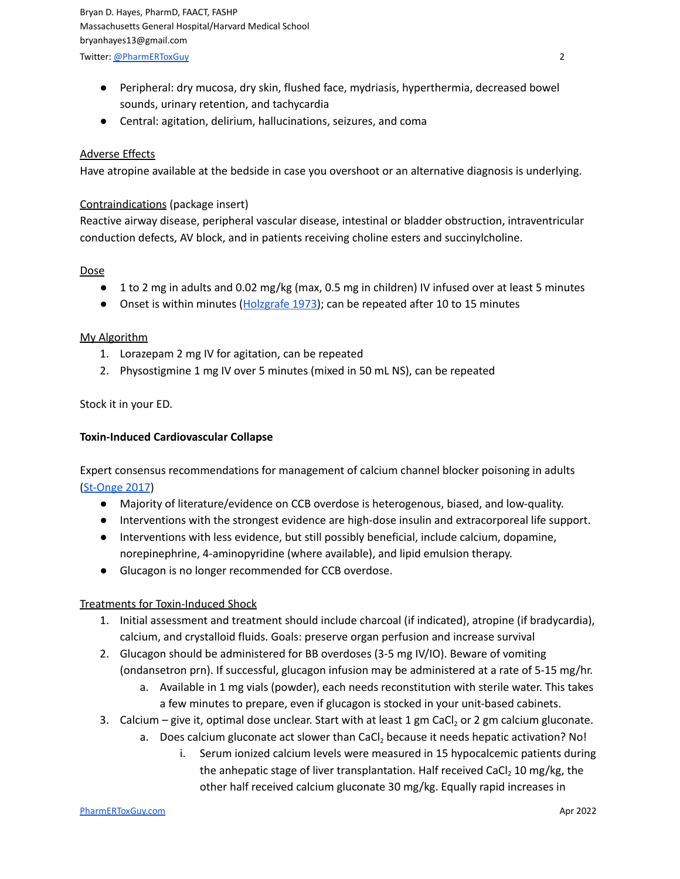- Peripheral: dry mucosa, dry skin, flushed face, mydriasis, hyperthermia, decreased bowel sounds, urinary retention, and tachycardia
- Central: agitation, delirium, hallucinations, seizures, and coma

Adverse Effects

Have atropine available at the bedside in case you overshoot or an alternative diagnosis is underlying.

Contraindications (package insert)

Reactive airway disease, peripheral vascular disease, intestinal or bladder obstruction, intraventricular conduction defects, AV block, and in patients receiving choline esters and succinylcholine.

Dose

- 1 to 2 mg in adults and 0.02 mg/kg (max, 0.5 mg in children) IV infused over at least 5 minutes
- Onset is within minutes (Holzgrafe 1973); can be repeated after 10 to 15 minutes

My Algorithm

1. Lorazepam 2 mg IV for agitation, can be repeated
2. Physostigmine 1 mg IV over 5 minutes (mixed in 50 mL NS), can be repeated

Stock it in your ED.

**Toxin-Induced Cardiovascular Collapse**

Expert consensus recommendations for management of calcium channel blocker poisoning in adults (St-Onge 2017)

- Majority of literature/evidence on CCB overdose is heterogenous, biased, and low-quality.
- Interventions with the strongest evidence are high-dose insulin and extracorporeal life support.
- Interventions with less evidence, but still possibly beneficial, include calcium, dopamine, norepinephrine, 4-aminopyridine (where available), and lipid emulsion therapy.
- Glucagon is no longer recommended for CCB overdose.

Treatments for Toxin-Induced Shock

1. Initial assessment and treatment should include charcoal (if indicated), atropine (if bradycardia), calcium, and crystalloid fluids. Goals: preserve organ perfusion and increase survival
2. Glucagon should be administered for BB overdoses (3-5 mg IV/IO). Beware of vomiting (ondansetron prn). If successful, glucagon infusion may be administered at a rate of 5-15 mg/hr.
    a. Available in 1 mg vials (powder), each needs reconstitution with sterile water. This takes a few minutes to prepare, even if glucagon is stocked in your unit-based cabinets.
3. Calcium – give it, optimal dose unclear. Start with at least 1 gm $CaCl_2$ or 2 gm calcium gluconate.
    a. Does calcium gluconate act slower than $CaCl_2$ because it needs hepatic activation? No!
        i. Serum ionized calcium levels were measured in 15 hypocalcemic patients during the anhepatic stage of liver transplantation. Half received $CaCl_2$ 10 mg/kg, the other half received calcium gluconate 30 mg/kg. Equally rapid increases in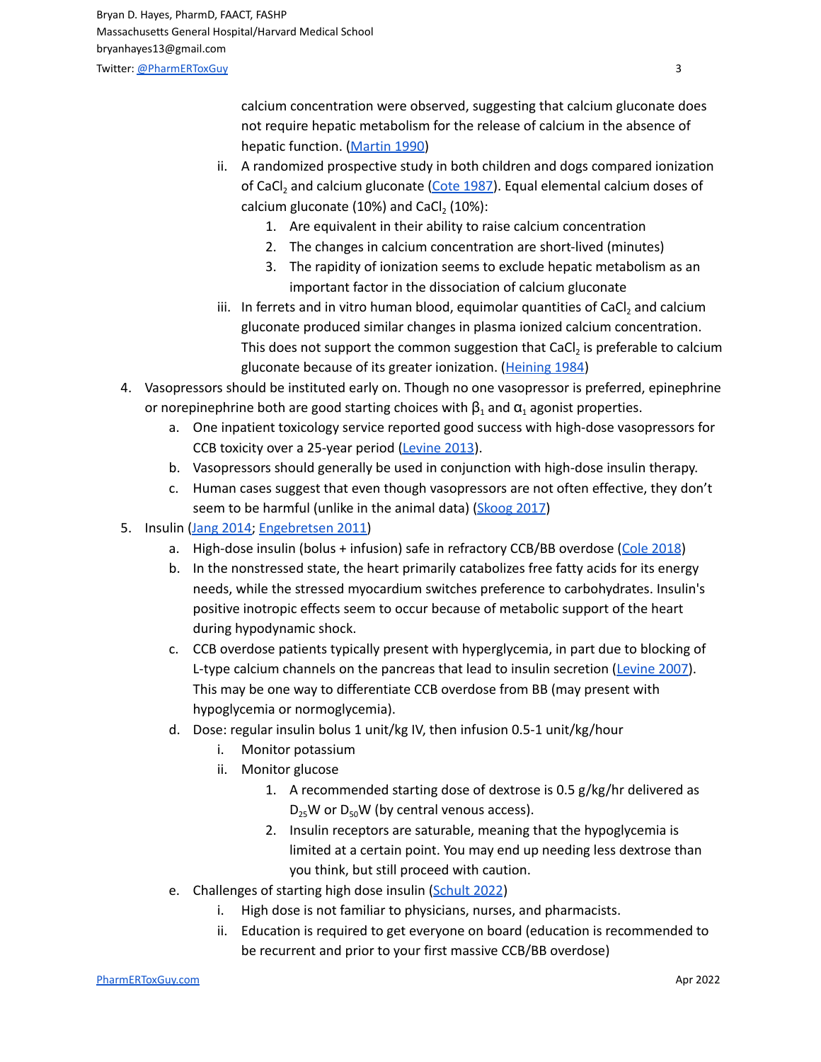calcium concentration were observed, suggesting that calcium gluconate does not require hepatic metabolism for the release of calcium in the absence of hepatic function. (Martin 1990)

   ii. A randomized prospective study in both children and dogs compared ionization of $CaCl_2$ and calcium gluconate (Cote 1987). Equal elemental calcium doses of calcium gluconate (10%) and $CaCl_2$ (10%):

      1. Are equivalent in their ability to raise calcium concentration
      2. The changes in calcium concentration are short-lived (minutes)
      3. The rapidity of ionization seems to exclude hepatic metabolism as an important factor in the dissociation of calcium gluconate

   iii. In ferrets and in vitro human blood, equimolar quantities of $CaCl_2$ and calcium gluconate produced similar changes in plasma ionized calcium concentration. This does not support the common suggestion that $CaCl_2$ is preferable to calcium gluconate because of its greater ionization. (Heining 1984)

4. Vasopressors should be instituted early on. Though no one vasopressor is preferred, epinephrine or norepinephrine both are good starting choices with $\beta_1$ and $\alpha_1$ agonist properties.
   a. One inpatient toxicology service reported good success with high-dose vasopressors for CCB toxicity over a 25-year period (Levine 2013).
   b. Vasopressors should generally be used in conjunction with high-dose insulin therapy.
   c. Human cases suggest that even though vasopressors are not often effective, they don't seem to be harmful (unlike in the animal data) (Skoog 2017)

5. Insulin (Jang 2014; Engebretsen 2011)
   a. High-dose insulin (bolus + infusion) safe in refractory CCB/BB overdose (Cole 2018)
   b. In the nonstressed state, the heart primarily catabolizes free fatty acids for its energy needs, while the stressed myocardium switches preference to carbohydrates. Insulin's positive inotropic effects seem to occur because of metabolic support of the heart during hypodynamic shock.
   c. CCB overdose patients typically present with hyperglycemia, in part due to blocking of L-type calcium channels on the pancreas that lead to insulin secretion (Levine 2007). This may be one way to differentiate CCB overdose from BB (may present with hypoglycemia or normoglycemia).
   d. Dose: regular insulin bolus 1 unit/kg IV, then infusion 0.5-1 unit/kg/hour
      i. Monitor potassium
      ii. Monitor glucose
         1. A recommended starting dose of dextrose is 0.5 g/kg/hr delivered as $D_{25}W$ or $D_{50}W$ (by central venous access).
         2. Insulin receptors are saturable, meaning that the hypoglycemia is limited at a certain point. You may end up needing less dextrose than you think, but still proceed with caution.
   e. Challenges of starting high dose insulin (Schult 2022)
      i. High dose is not familiar to physicians, nurses, and pharmacists.
      ii. Education is required to get everyone on board (education is recommended to be recurrent and prior to your first massive CCB/BB overdose)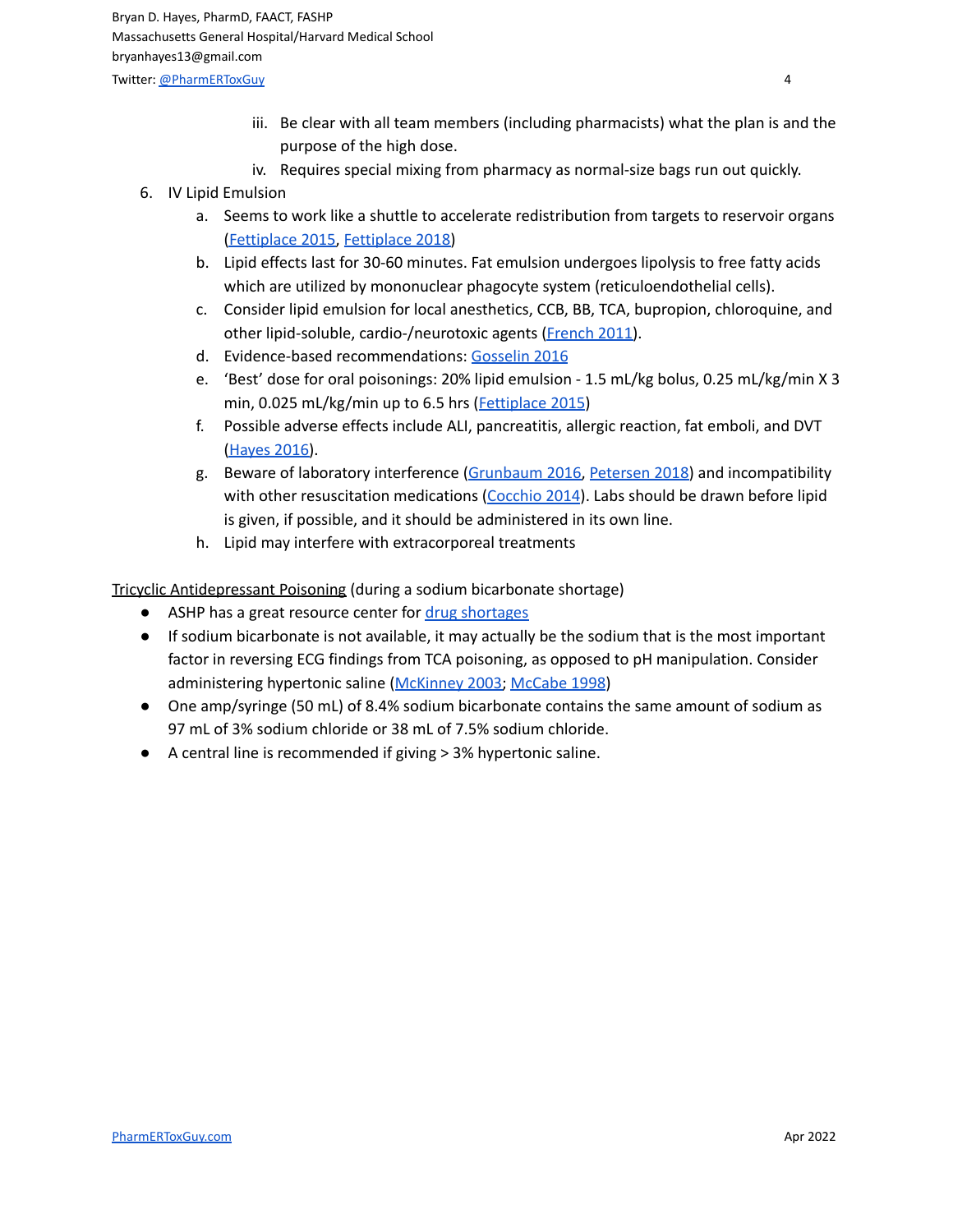iii. Be clear with all team members (including pharmacists) what the plan is and the purpose of the high dose.
   iv. Requires special mixing from pharmacy as normal-size bags run out quickly.

6. IV Lipid Emulsion
   a. Seems to work like a shuttle to accelerate redistribution from targets to reservoir organs (Fettiplace 2015, Fettiplace 2018)
   b. Lipid effects last for 30-60 minutes. Fat emulsion undergoes lipolysis to free fatty acids which are utilized by mononuclear phagocyte system (reticuloendothelial cells).
   c. Consider lipid emulsion for local anesthetics, CCB, BB, TCA, bupropion, chloroquine, and other lipid-soluble, cardio-/neurotoxic agents (French 2011).
   d. Evidence-based recommendations: Gosselin 2016
   e. 'Best' dose for oral poisonings: 20% lipid emulsion - 1.5 mL/kg bolus, 0.25 mL/kg/min X 3 min, 0.025 mL/kg/min up to 6.5 hrs (Fettiplace 2015)
   f. Possible adverse effects include ALI, pancreatitis, allergic reaction, fat emboli, and DVT (Hayes 2016).
   g. Beware of laboratory interference (Grunbaum 2016, Petersen 2018) and incompatibility with other resuscitation medications (Cocchio 2014). Labs should be drawn before lipid is given, if possible, and it should be administered in its own line.
   h. Lipid may interfere with extracorporeal treatments

<u>Tricyclic Antidepressant Poisoning</u> (during a sodium bicarbonate shortage)

- ASHP has a great resource center for drug shortages
- If sodium bicarbonate is not available, it may actually be the sodium that is the most important factor in reversing ECG findings from TCA poisoning, as opposed to pH manipulation. Consider administering hypertonic saline (McKinney 2003; McCabe 1998)
- One amp/syringe (50 mL) of 8.4% sodium bicarbonate contains the same amount of sodium as 97 mL of 3% sodium chloride or 38 mL of 7.5% sodium chloride.
- A central line is recommended if giving > 3% hypertonic saline.